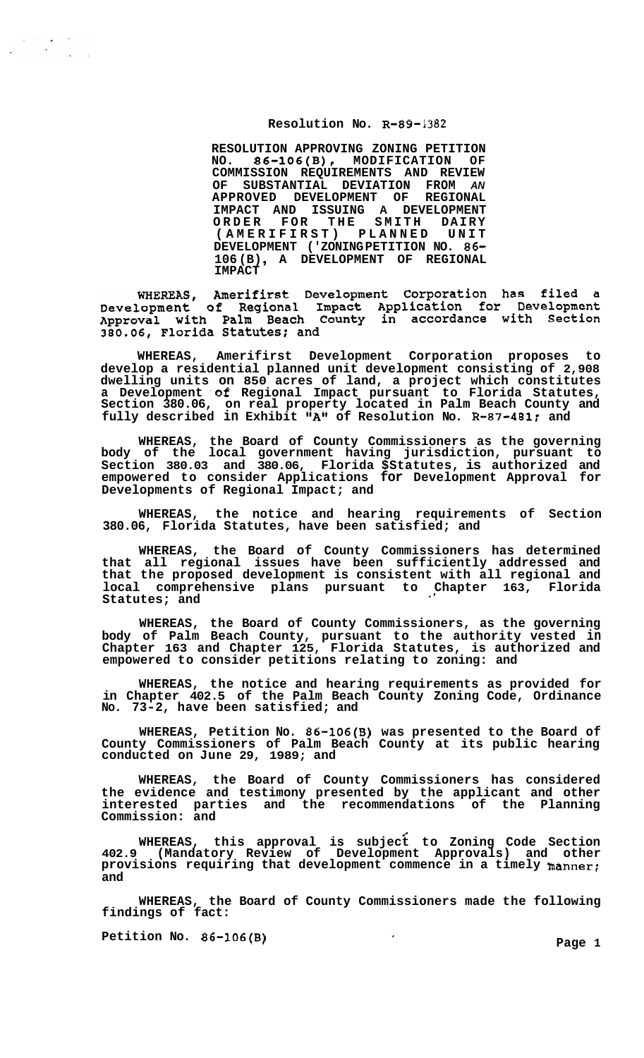# Resolution No. R-89-1382

**RESOLUTION APPROVING ZONING PETITION NO. 86-106(B), MODIFICATION OF COMMISSION REQUIREMENTS AND REVIEW OF SUBSTANTIAL DEVIATION FROM AN APPROVED DEVELOPMENT OF REGIONAL IMPACT AND ISSUING A DEVELOPMENT ORDER FOR THE SMITH DAIRY (AMERIFIRST) PLANNED UNIT DEVELOPMENT (ZONING PETITION NO. 86-106(B), A DEVELOPMENT OF REGIONAL IMPACT**

**WHEREAS, Amerifirst Development Corporation has filed a Development of Regional Impact Application for Development Approval with Palm Beach County in accordance with Section 380.06, Florida Statutes; and**

**WHEREAS, Amerifirst Development Corporation proposes to develop a residential planned unit development consisting of 2,908 dwelling units on 850 acres of land, a project which constitutes a Development of Regional Impact pursuant to Florida Statutes, Section 380.06, on real property located in Palm Beach County and fully described in Exhibit "A" of Resolution No. R-87-481; and**

**WHEREAS, the Board of County Commissioners as the governing body of the local government having jurisdiction, pursuant to Section 380.03 and 380.06, Florida $Statutes, is authorized and empowered to consider Applications for Development Approval for Developments of Regional Impact; and**

**WHEREAS, the notice and hearing requirements of Section 380.06, Florida Statutes, have been satisfied; and**

**WHEREAS, the Board of County Commissioners has determined that all regional issues have been sufficiently addressed and that the proposed development is consistent with all regional and local comprehensive plans pursuant to Chapter 163, Florida Statutes; and**

**WHEREAS, the Board of County Commissioners, as the governing body of Palm Beach County, pursuant to the authority vested in Chapter 163 and Chapter 125, Florida Statutes, is authorized and empowered to consider petitions relating to zoning: and**

**WHEREAS, the notice and hearing requirements as provided for in Chapter 402.5 of the Palm Beach County Zoning Code, Ordinance No. 73-2, have been satisfied; and**

**WHEREAS, Petition No. 86-106(B) was presented to the Board of County Commissioners of Palm Beach County at its public hearing conducted on June 29, 1989; and**

**WHEREAS, the Board of County Commissioners has considered the evidence and testimony presented by the applicant and other interested parties and the recommendations of the Planning Commission: and**

**WHEREAS, this approval is subject to Zoning Code Section 402.9 (Mandatory Review of Development Approvals) and other provisions requiring that development commence in a timely manner; and**

**WHEREAS, the Board of County Commissioners made the following findings of fact:**

**Petition No. 86-106(B)**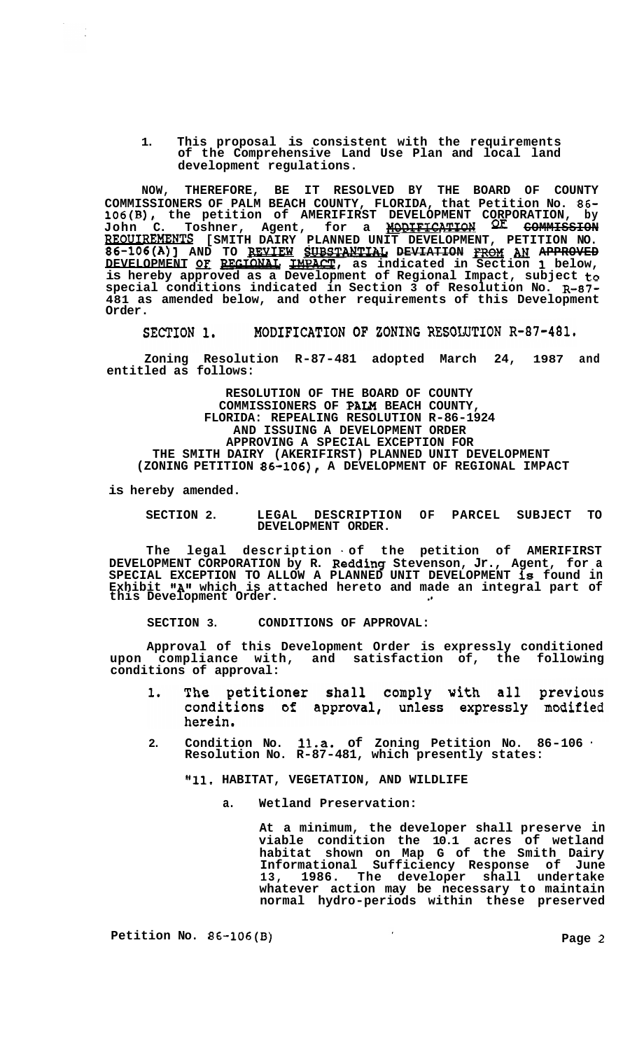1. This proposal is consistent with the requirements of the Comprehensive Land Use Plan and local land development regulations.

NOW, THEREFORE, BE IT RESOLVED BY THE BOARD OF COUNTY COMMISSIONERS OF PALM BEACH COUNTY, FLORIDA, that Petition No. 86-106(B), the petition of AMERIFIRST DEVELOPMENT CORPORATION, by John C. Toshner, Agent, for a MODIFICATION OF COMMISSION REQUIREMENTS [SMITH DAIRY PLANNED UNIT DEVELOPMENT, PETITION NO. 86-106(A)] AND TO REVIEW SUBSTANTIAL DEVIATION FROM AN APPROVED DEVELOPMENT OF REGIONAL IMPACT, as indicated in Section 1 below, is hereby approved as a Development of Regional Impact, subject to special conditions indicated in Section 3 of Resolution No. R-87-481 as amended below, and other requirements of this Development Order.

SECTION 1. MODIFICATION OF ZONING RESOLUTION R-87-481.

Zoning Resolution R-87-481 adopted March 24, 1987 and entitled as follows:

RESOLUTION OF THE BOARD OF COUNTY COMMISSIONERS OF PALM BEACH COUNTY, FLORIDA: REPEALING RESOLUTION R-86-1924 AND ISSUING A DEVELOPMENT ORDER APPROVING A SPECIAL EXCEPTION FOR THE SMITH DAIRY (AKERIFIRST) PLANNED UNIT DEVELOPMENT (ZONING PETITION 86-106), A DEVELOPMENT OF REGIONAL IMPACT

is hereby amended.

SECTION 2. LEGAL DESCRIPTION OF PARCEL SUBJECT TO DEVELOPMENT ORDER.

The legal description of the petition of AMERIFIRST DEVELOPMENT CORPORATION by R. Redding Stevenson, Jr., Agent, for a SPECIAL EXCEPTION TO ALLOW A PLANNED UNIT DEVELOPMENT is found in Exhibit "A" which is attached hereto and made an integral part of this Development Order.

SECTION 3. CONDITIONS OF APPROVAL:

Approval of this Development Order is expressly conditioned upon compliance with, and satisfaction of, the following conditions of approval:

1. The petitioner shall comply with all previous conditions of approval, unless expressly modified herein.

2. Condition No. 11.a. of Zoning Petition No. 86-106 Resolution No. R-87-481, which presently states:

"11. HABITAT, VEGETATION, AND WILDLIFE

a. Wetland Preservation:

At a minimum, the developer shall preserve in viable condition the 10.1 acres of wetland habitat shown on Map G of the Smith Dairy Informational Sufficiency Response of June 13, 1986. The developer shall undertake whatever action may be necessary to maintain normal hydro-periods within these preserved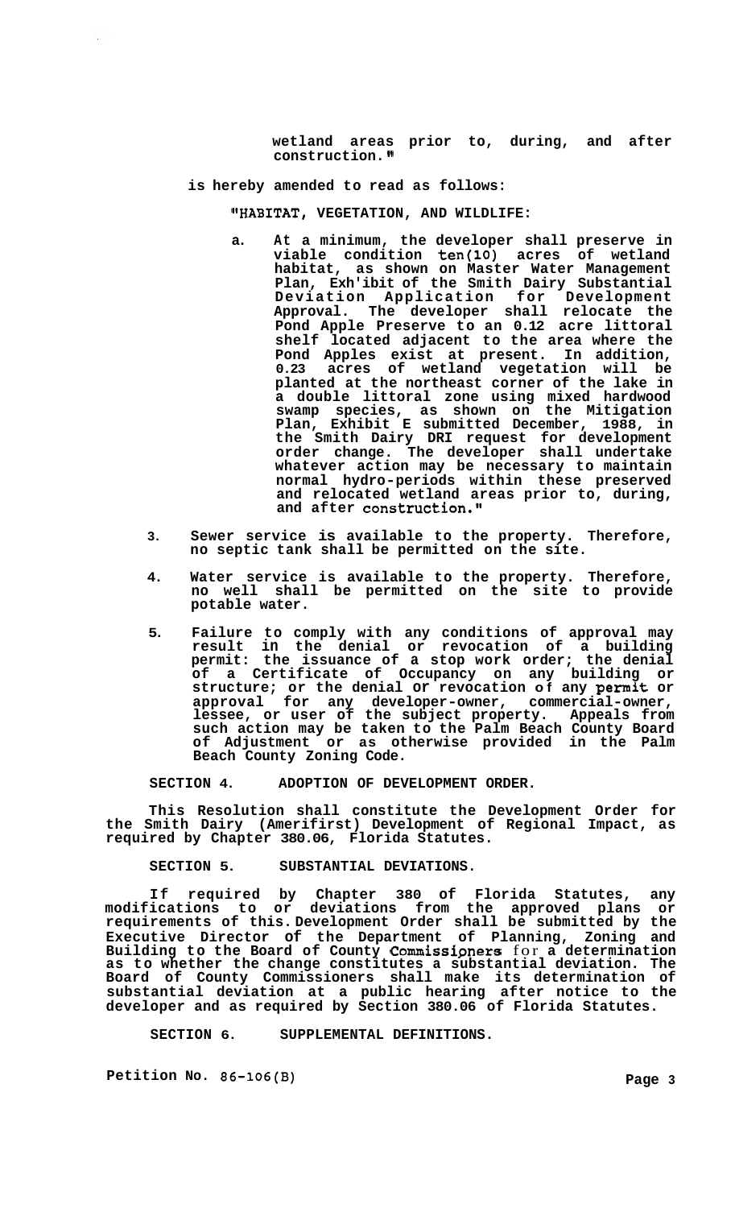wetland areas prior to, during, and after construction."

is hereby amended to read as follows:

"HABITAT, VEGETATION, AND WILDLIFE:

a. At a minimum, the developer shall preserve in viable condition ten(10) acres of wetland habitat, as shown on Master Water Management Plan, Exh'ibit of the Smith Dairy Substantial Deviation Application for Development Approval. The developer shall relocate the Pond Apple Preserve to an 0.12 acre littoral shelf located adjacent to the area where the Pond Apples exist at present. In addition, 0.23 acres of wetland vegetation will be planted at the northeast corner of the lake in a double littoral zone using mixed hardwood swamp species, as shown on the Mitigation Plan, Exhibit E submitted December, 1988, in the Smith Dairy DRI request for development order change. The developer shall undertake whatever action may be necessary to maintain normal hydro-periods within these preserved and relocated wetland areas prior to, during, and after construction."

3. Sewer service is available to the property. Therefore, no septic tank shall be permitted on the site.

4. Water service is available to the property. Therefore, no well shall be permitted on the site to provide potable water.

5. Failure to comply with any conditions of approval may result in the denial or revocation of a building permit: the issuance of a stop work order; the denial of a Certificate of Occupancy on any building or structure; or the denial or revocation of any permit or approval for any developer-owner, commercial-owner, lessee, or user of the subject property. Appeals from such action may be taken to the Palm Beach County Board of Adjustment or as otherwise provided in the Palm Beach County Zoning Code.

SECTION 4. ADOPTION OF DEVELOPMENT ORDER.

This Resolution shall constitute the Development Order for the Smith Dairy (Amerifirst) Development of Regional Impact, as required by Chapter 380.06, Florida Statutes.

SECTION 5. SUBSTANTIAL DEVIATIONS.

If required by Chapter 380 of Florida Statutes, any modifications to or deviations from the approved plans or requirements of this Development Order shall be submitted by the Executive Director of the Department of Planning, Zoning and Building to the Board of County Commissioners for a determination as to whether the change constitutes a substantial deviation. The Board of County Commissioners shall make its determination of substantial deviation at a public hearing after notice to the developer and as required by Section 380.06 of Florida Statutes.

SECTION 6. SUPPLEMENTAL DEFINITIONS.

Petition No. 86-106(B)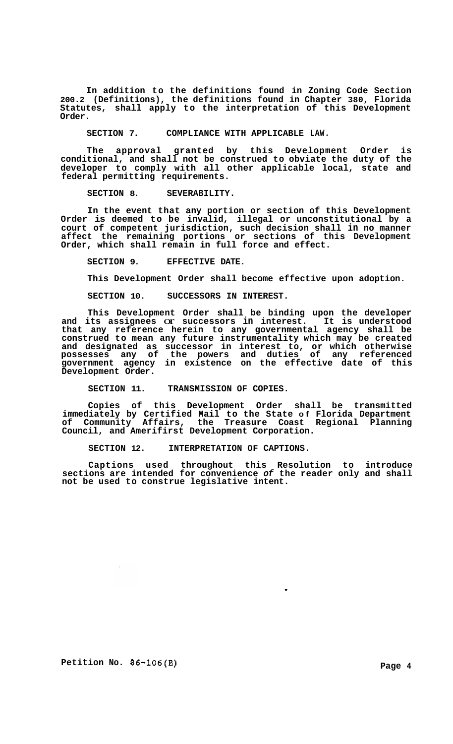In addition to the definitions found in Zoning Code Section 200.2 (Definitions), the definitions found in Chapter 380, Florida Statutes, shall apply to the interpretation of this Development Order.

**SECTION 7. COMPLIANCE WITH APPLICABLE LAW.**

The approval granted by this Development Order is conditional, and shall not be construed to obviate the duty of the developer to comply with all other applicable local, state and federal permitting requirements.

**SECTION 8. SEVERABILITY.**

In the event that any portion or section of this Development Order is deemed to be invalid, illegal or unconstitutional by a court of competent jurisdiction, such decision shall in no manner affect the remaining portions or sections of this Development Order, which shall remain in full force and effect.

**SECTION 9. EFFECTIVE DATE.**

This Development Order shall become effective upon adoption.

**SECTION 10. SUCCESSORS IN INTEREST.**

This Development Order shall be binding upon the developer and its assignees or successors in interest. It is understood that any reference herein to any governmental agency shall be construed to mean any future instrumentality which may be created and designated as successor in interest to, or which otherwise possesses any of the powers and duties of any referenced government agency in existence on the effective date of this Development Order.

**SECTION 11. TRANSMISSION OF COPIES.**

Copies of this Development Order shall be transmitted immediately by Certified Mail to the State of Florida Department of Community Affairs, the Treasure Coast Regional Planning Council, and Amerifirst Development Corporation.

**SECTION 12. INTERPRETATION OF CAPTIONS.**

Captions used throughout this Resolution to introduce sections are intended for convenience of the reader only and shall not be used to construe legislative intent.

Petition No. 86-106(B)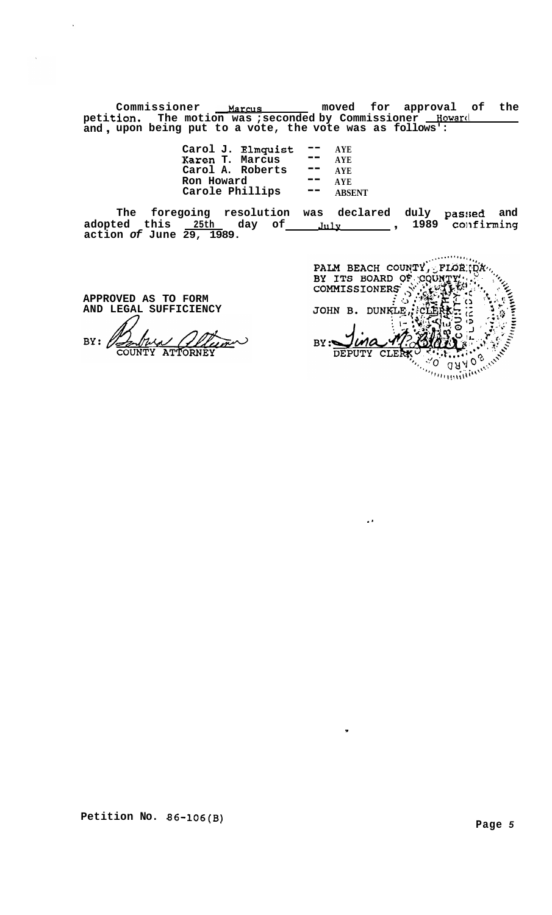Commissioner Marcus moved for approval of the petition. The motion was seconded by Commissioner Howard and, upon being put to a vote, the vote was as follows:

| | | |
|---|---|---|
| Carol J. Elmquist | -- | AYE |
| Karen T. Marcus | -- | AYE |
| Carol A. Roberts | -- | AYE |
| Ron Howard | -- | AYE |
| Carole Phillips | -- | ABSENT |

The foregoing resolution was declared duly passed and adopted this 25th day of July, 1989 confirming action of June 29, 1989.

APPROVED AS TO FORM
AND LEGAL SUFFICIENCY

BY: COUNTY ATTORNEY

PALM BEACH COUNTY, FLORIDA
BY ITS BOARD OF COUNTY
COMMISSIONERS

JOHN B. DUNKLE, CLERK

BY: DEPUTY CLERK

Petition No. 86-106(B)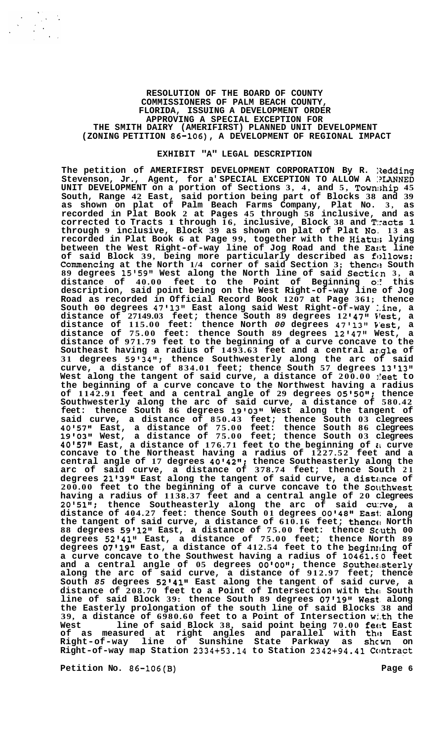# RESOLUTION OF THE BOARD OF COUNTY COMMISSIONERS OF PALM BEACH COUNTY, FLORIDA, ISSUING A DEVELOPMENT ORDER APPROVING A SPECIAL EXCEPTION FOR THE SMITH DAIRY (AMERIFIRST) PLANNED UNIT DEVELOPMENT (ZONING PETITION 86-106), A DEVELOPMENT OF REGIONAL IMPACT

## EXHIBIT "A" LEGAL DESCRIPTION

**The petition of AMERIFIRST DEVELOPMENT CORPORATION By R. Redding Stevenson, Jr., Agent, for a SPECIAL EXCEPTION TO ALLOW A PLANNED UNIT DEVELOPMENT on a portion of Sections 3, 4, and 5, Township 45 South, Range 42 East, said portion being part of Blocks 38 and 39 as shown on plat of Palm Beach Farms Company, Plat No. 3, as recorded in Plat Book 2 at Pages 45 through 58 inclusive, and as corrected to Tracts 1 through 16, inclusive, Block 38 and Tracts 1 through 9 inclusive, Block 39 as shown on plat of Plat No. 13 as recorded in Plat Book 6 at Page 99, together with the Hiatus lying between the West Right-of-way line of Jog Road and the East line of said Block 39, being more particularly described as follows: Commencing at the North 1/4 corner of said Section 3; thence South 89 degrees 15'59" West along the North line of said Section 3, a distance of 40.00 feet to the Point of Beginning of this description, said point being on the West Right-of-way line of Jog Road as recorded in Official Record Book 1207 at Page 361; thence South 00 degrees 47'13" East along said West Right-of-way line, a distance of 27149.03 feet; thence South 89 degrees 12'47" West, a distance of 115.00 feet: thence North 00 degrees 47'13" West, a distance of 75.00 feet: thence South 89 degrees 12'47" West, a distance of 971.79 feet to the beginning of a curve concave to the Southeast having a radius of 1493.63 feet and a central angle of 31 degrees 59'34"; thence Southwesterly along the arc of said curve, a distance of 834.01 feet; thence South 57 degrees 13'13" West along the tangent of said curve, a distance of 200.00 feet to the beginning of a curve concave to the Northwest having a radius of 1142.91 feet and a central angle of 29 degrees 05'50"; thence Southwesterly along the arc of said curve, a distance of 580.42 feet: thence South 86 degrees 19'03" West along the tangent of said curve, a distance of 850.43 feet; thence South 03 degrees 40'57" East, a distance of 75.00 feet: thence South 86 degrees 19'03" West, a distance of 75.00 feet; thence South 03 degrees 40'57" East, a distance of 176.71 feet to the beginning of a curve concave to the Northeast having a radius of 1227.52 feet and a central angle of 17 degrees 40'42"; thence Southeasterly along the arc of said curve, a distance of 378.74 feet; thence South 21 degrees 21'39" East along the tangent of said curve, a distance of 200.00 feet to the beginning of a curve concave to the Southwest having a radius of 1138.37 feet and a central angle of 20 degrees 20'51"; thence Southeasterly along the arc of said curve, a distance of 404.27 feet: thence South 01 degrees 00'48" East along the tangent of said curve, a distance of 610.16 feet; thence North 88 degrees 59'12" East, a distance of 75.00 feet: thence South 00 degrees 52'41" East, a distance of 75.00 feet; thence North 89 degrees 07'19" East, a distance of 412.54 feet to the beginning of a curve concave to the Southwest having a radius of 10461.90 feet and a central angle of 05 degrees 00'00"; thence Southeasterly along the arc of said curve, a distance of 912.97 feet; thence South 85 degrees 52'41" East along the tangent of said curve, a distance of 208.70 feet to a Point of Intersection with the South line of said Block 39: thence South 89 degrees 07'19" West along the Easterly prolongation of the south line of said Blocks 38 and 39, a distance of 6980.60 feet to a Point of Intersection with the West line of said Block 38, said point being 70.00 feet East of as measured at right angles and parallel with the East Right-of-way line of Sunshine State Parkway as shown on Right-of-way map Station 2334+53.14 to Station 2342+94.41 Contract**

**Petition No. 86-106(B)**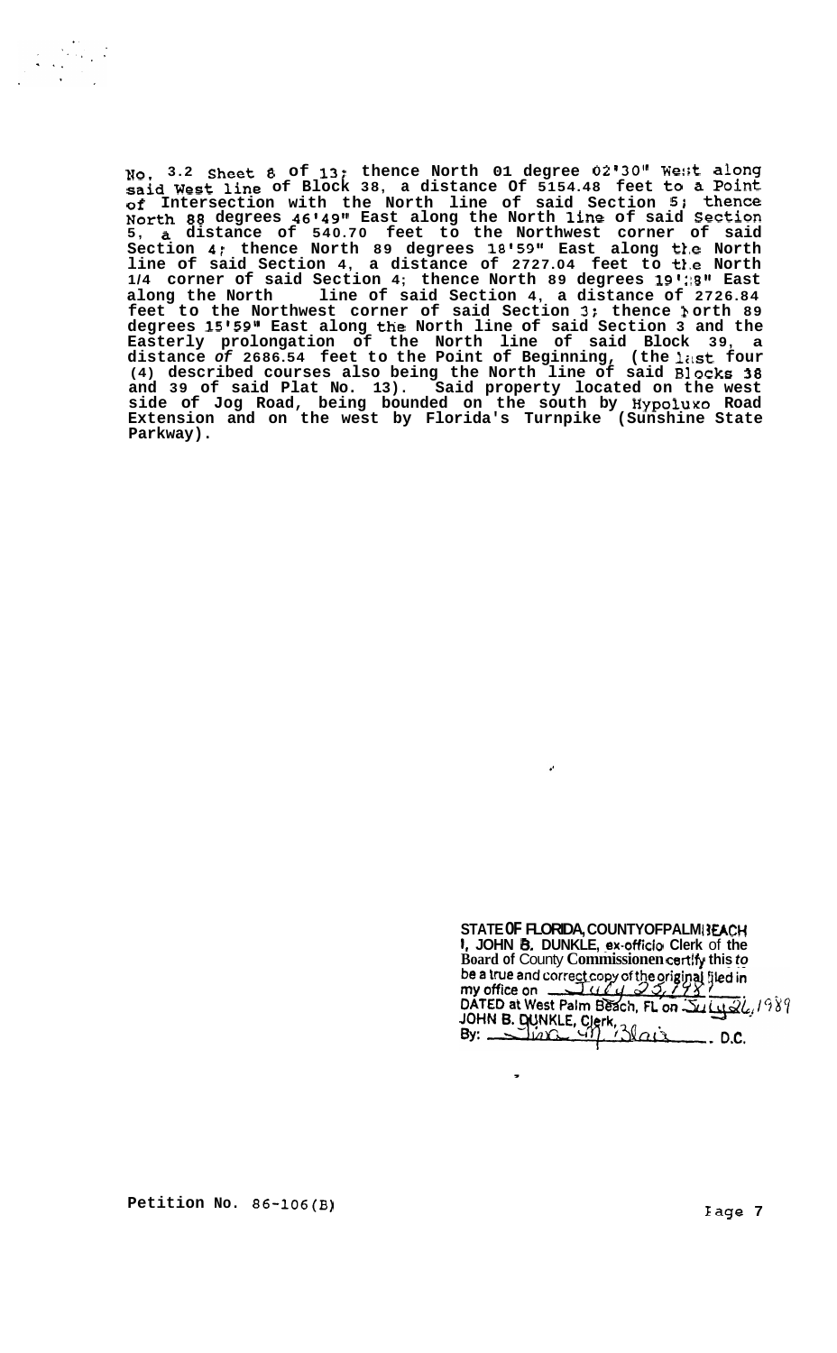No. 3.2 Sheet 8 of 13; thence North 01 degree 02'30" West along said West line of Block 38, a distance Of 5154.48 feet to a Point of Intersection with the North line of said Section 5; thence North 88 degrees 46'49" East along the North line of said Section 5, a distance of 540.70 feet to the Northwest corner of said Section 4; thence North 89 degrees 18'59" East along the North line of said Section 4, a distance of 2727.04 feet to the North 1/4 corner of said Section 4; thence North 89 degrees 19'38" East along the North line of said Section 4, a distance of 2726.84 feet to the Northwest corner of said Section 3; thence North 89 degrees 15'59" East along the North line of said Section 3 and the Easterly prolongation of the North line of said Block 39, a distance of 2686.54 feet to the Point of Beginning, (the last four (4) described courses also being the North line of said Blocks 38 and 39 of said Plat No. 13). Said property located on the west side of Jog Road, being bounded on the south by Hypoluxo Road Extension and on the west by Florida's Turnpike (Sunshine State Parkway).

STATE OF FLORIDA, COUNTY OF PALM BEACH
I, JOHN B. DUNKLE, ex-officio Clerk of the Board of County Commissioners certify this to be a true and correct copy of the original filed in my office on July 25, 1989
DATED at West Palm Beach, FL on July 26, 1989
JOHN B. DUNKLE, Clerk,
By: ______________ D.C.

Petition No. 86-106(B)